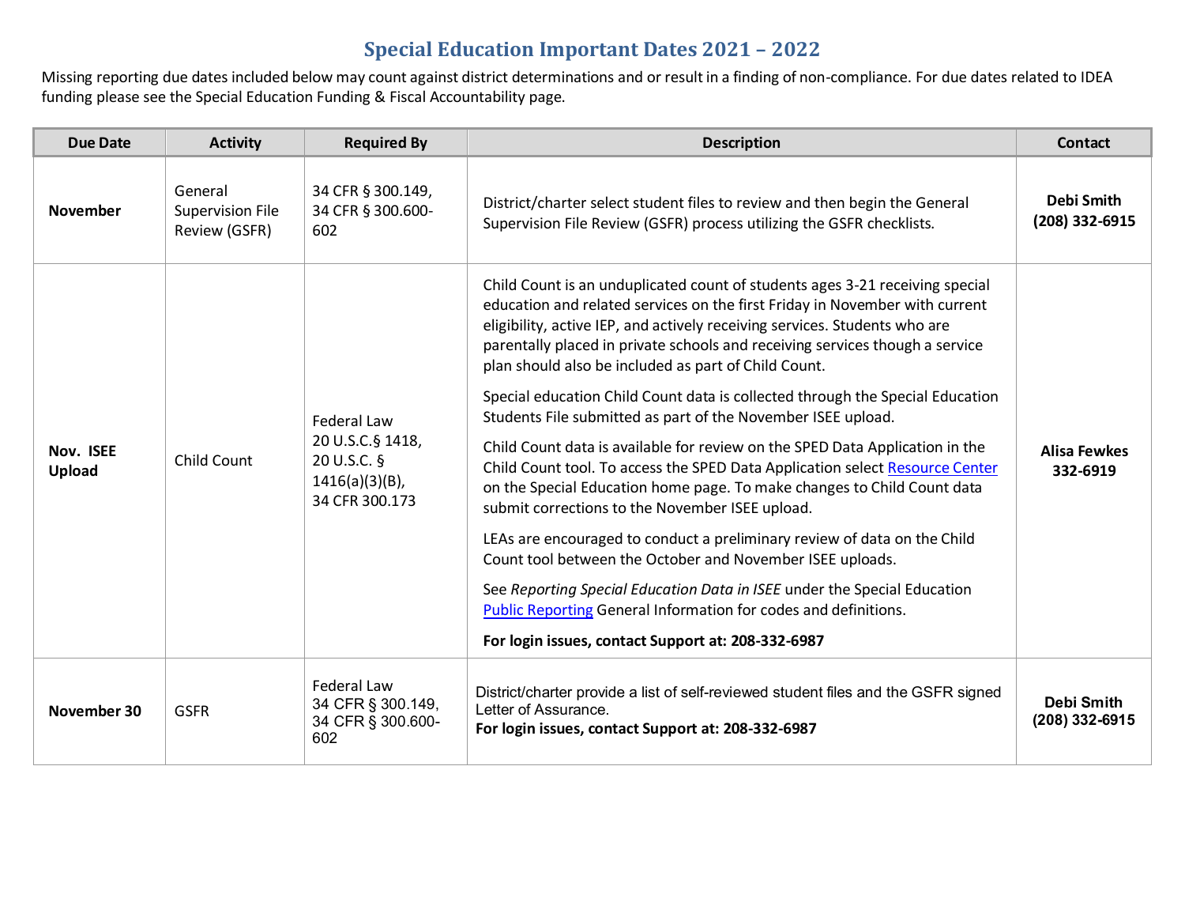# Special Education Important Dates 2021 – 2022

Missing reporting due dates included below may count against district determinations and or result in a finding of non-compliance. For due dates related to IDEA funding please see the Special Education Funding & Fiscal Accountability page.

| Due Date | Activity | Required By | Description | Contact |
|---|---|---|---|---|
| **November** | General Supervision File Review (GSFR) | 34 CFR § 300.149, 34 CFR § 300.600-602 | District/charter select student files to review and then begin the General Supervision File Review (GSFR) process utilizing the GSFR checklists. | **Debi Smith (208) 332-6915** |
| **Nov. ISEE Upload** | Child Count | Federal Law 20 U.S.C.§ 1418, 20 U.S.C. § 1416(a)(3)(B), 34 CFR 300.173 | Child Count is an unduplicated count of students ages 3-21 receiving special education and related services on the first Friday in November with current eligibility, active IEP, and actively receiving services. Students who are parentally placed in private schools and receiving services though a service plan should also be included as part of Child Count.<br><br>Special education Child Count data is collected through the Special Education Students File submitted as part of the November ISEE upload.<br><br>Child Count data is available for review on the SPED Data Application in the Child Count tool. To access the SPED Data Application select Resource Center on the Special Education home page. To make changes to Child Count data submit corrections to the November ISEE upload.<br><br>LEAs are encouraged to conduct a preliminary review of data on the Child Count tool between the October and November ISEE uploads.<br><br>See *Reporting Special Education Data in ISEE* under the Special Education Public Reporting General Information for codes and definitions.<br><br>**For login issues, contact Support at: 208-332-6987** | **Alisa Fewkes 332-6919** |
| **November 30** | GSFR | Federal Law 34 CFR § 300.149, 34 CFR § 300.600-602 | District/charter provide a list of self-reviewed student files and the GSFR signed Letter of Assurance.<br>**For login issues, contact Support at: 208-332-6987** | **Debi Smith (208) 332-6915** |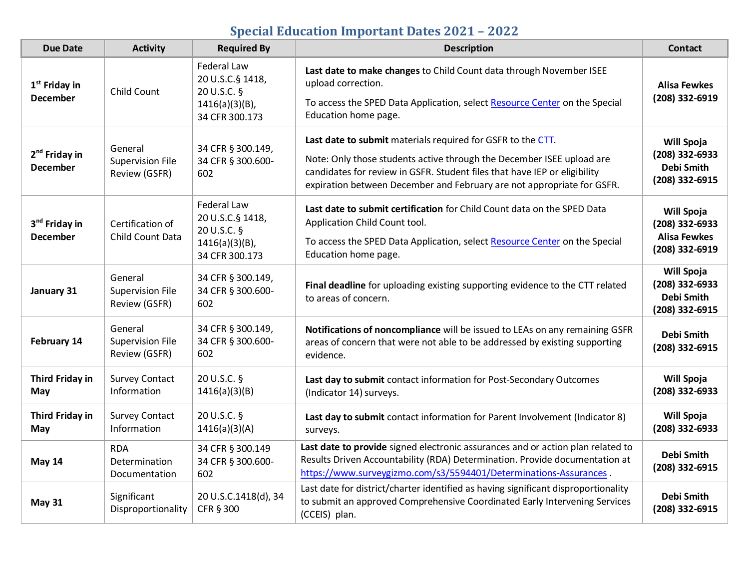## Special Education Important Dates 2021 – 2022

| Due Date | Activity | Required By | Description | Contact |
|---|---|---|---|---|
| **1st Friday in December** | Child Count | Federal Law 20 U.S.C.§ 1418, 20 U.S.C. § 1416(a)(3)(B), 34 CFR 300.173 | **Last date to make changes** to Child Count data through November ISEE upload correction. To access the SPED Data Application, select Resource Center on the Special Education home page. | **Alisa Fewkes (208) 332-6919** |
| **2nd Friday in December** | General Supervision File Review (GSFR) | 34 CFR § 300.149, 34 CFR § 300.600-602 | **Last date to submit** materials required for GSFR to the CTT. Note: Only those students active through the December ISEE upload are candidates for review in GSFR. Student files that have IEP or eligibility expiration between December and February are not appropriate for GSFR. | **Will Spoja (208) 332-6933 Debi Smith (208) 332-6915** |
| **3rd Friday in December** | Certification of Child Count Data | Federal Law 20 U.S.C.§ 1418, 20 U.S.C. § 1416(a)(3)(B), 34 CFR 300.173 | **Last date to submit certification** for Child Count data on the SPED Data Application Child Count tool. To access the SPED Data Application, select Resource Center on the Special Education home page. | **Will Spoja (208) 332-6933 Alisa Fewkes (208) 332-6919** |
| **January 31** | General Supervision File Review (GSFR) | 34 CFR § 300.149, 34 CFR § 300.600-602 | **Final deadline** for uploading existing supporting evidence to the CTT related to areas of concern. | **Will Spoja (208) 332-6933 Debi Smith (208) 332-6915** |
| **February 14** | General Supervision File Review (GSFR) | 34 CFR § 300.149, 34 CFR § 300.600-602 | **Notifications of noncompliance** will be issued to LEAs on any remaining GSFR areas of concern that were not able to be addressed by existing supporting evidence. | **Debi Smith (208) 332-6915** |
| **Third Friday in May** | Survey Contact Information | 20 U.S.C. § 1416(a)(3)(B) | **Last day to submit** contact information for Post-Secondary Outcomes (Indicator 14) surveys. | **Will Spoja (208) 332-6933** |
| **Third Friday in May** | Survey Contact Information | 20 U.S.C. § 1416(a)(3)(A) | **Last day to submit** contact information for Parent Involvement (Indicator 8) surveys. | **Will Spoja (208) 332-6933** |
| **May 14** | RDA Determination Documentation | 34 CFR § 300.149 34 CFR § 300.600-602 | **Last date to provide** signed electronic assurances and or action plan related to Results Driven Accountability (RDA) Determination. Provide documentation at https://www.surveygizmo.com/s3/5594401/Determinations-Assurances . | **Debi Smith (208) 332-6915** |
| **May 31** | Significant Disproportionality | 20 U.S.C.1418(d), 34 CFR § 300 | Last date for district/charter identified as having significant disproportionality to submit an approved Comprehensive Coordinated Early Intervening Services (CCEIS) plan. | **Debi Smith (208) 332-6915** |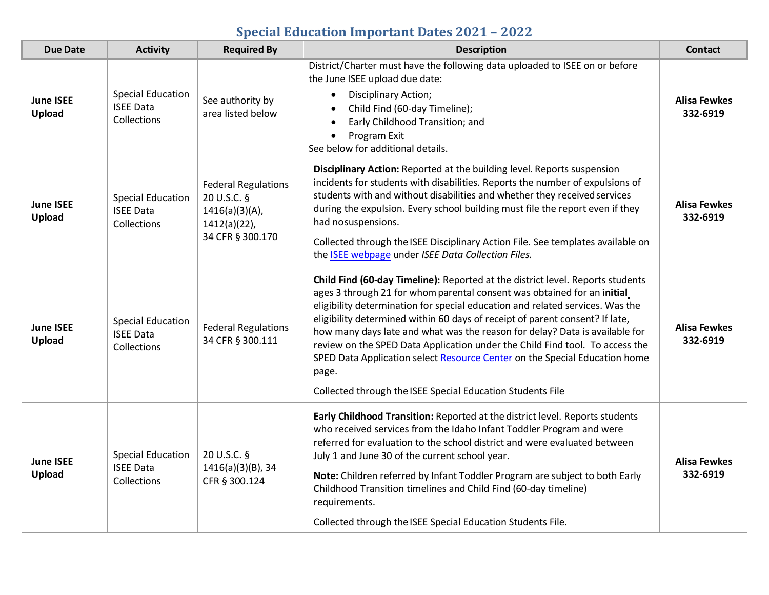# Special Education Important Dates 2021 – 2022

| Due Date | Activity | Required By | Description | Contact |
|---|---|---|---|---|
| **June ISEE Upload** | Special Education ISEE Data Collections | See authority by area listed below | District/Charter must have the following data uploaded to ISEE on or before the June ISEE upload due date: <br>• Disciplinary Action;<br>• Child Find (60-day Timeline);<br>• Early Childhood Transition; and<br>• Program Exit<br>See below for additional details. | **Alisa Fewkes 332-6919** |
| **June ISEE Upload** | Special Education ISEE Data Collections | Federal Regulations 20 U.S.C. § 1416(a)(3)(A), 1412(a)(22), 34 CFR § 300.170 | **Disciplinary Action:** Reported at the building level. Reports suspension incidents for students with disabilities. Reports the number of expulsions of students with and without disabilities and whether they received services during the expulsion. Every school building must file the report even if they had nosuspensions.<br><br>Collected through the ISEE Disciplinary Action File. See templates available on the ISEE webpage under *ISEE Data Collection Files.* | **Alisa Fewkes 332-6919** |
| **June ISEE Upload** | Special Education ISEE Data Collections | Federal Regulations 34 CFR § 300.111 | **Child Find (60-day Timeline):** Reported at the district level. Reports students ages 3 through 21 for whom parental consent was obtained for an **initial** eligibility determination for special education and related services. Was the eligibility determined within 60 days of receipt of parent consent? If late, how many days late and what was the reason for delay? Data is available for review on the SPED Data Application under the Child Find tool. To access the SPED Data Application select Resource Center on the Special Education home page.<br><br>Collected through the ISEE Special Education Students File | **Alisa Fewkes 332-6919** |
| **June ISEE Upload** | Special Education ISEE Data Collections | 20 U.S.C. § 1416(a)(3)(B), 34 CFR § 300.124 | **Early Childhood Transition:** Reported at the district level. Reports students who received services from the Idaho Infant Toddler Program and were referred for evaluation to the school district and were evaluated between July 1 and June 30 of the current school year.<br><br>**Note:** Children referred by Infant Toddler Program are subject to both Early Childhood Transition timelines and Child Find (60-day timeline) requirements.<br><br>Collected through the ISEE Special Education Students File. | **Alisa Fewkes 332-6919** |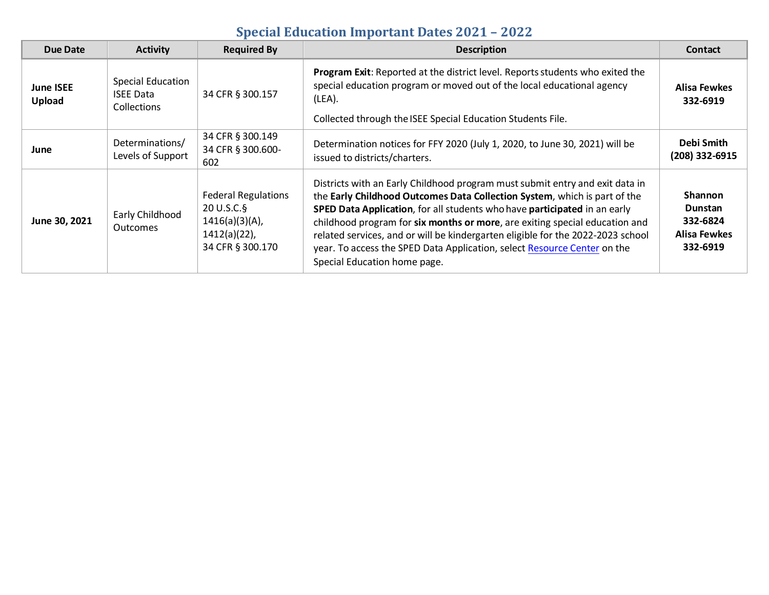## Special Education Important Dates 2021 – 2022

| Due Date | Activity | Required By | Description | Contact |
|---|---|---|---|---|
| **June ISEE Upload** | Special Education ISEE Data Collections | 34 CFR § 300.157 | **Program Exit**: Reported at the district level. Reports students who exited the special education program or moved out of the local educational agency (LEA).<br><br>Collected through the ISEE Special Education Students File. | **Alisa Fewkes 332-6919** |
| **June** | Determinations/ Levels of Support | 34 CFR § 300.149<br>34 CFR § 300.600-602 | Determination notices for FFY 2020 (July 1, 2020, to June 30, 2021) will be issued to districts/charters. | **Debi Smith (208) 332-6915** |
| **June 30, 2021** | Early Childhood Outcomes | Federal Regulations 20 U.S.C.§ 1416(a)(3)(A), 1412(a)(22),<br>34 CFR § 300.170 | Districts with an Early Childhood program must submit entry and exit data in the **Early Childhood Outcomes Data Collection System**, which is part of the **SPED Data Application**, for all students who have **participated** in an early childhood program for **six months or more**, are exiting special education and related services, and or will be kindergarten eligible for the 2022-2023 school year. To access the SPED Data Application, select Resource Center on the Special Education home page. | **Shannon Dunstan 332-6824**<br>**Alisa Fewkes 332-6919** |